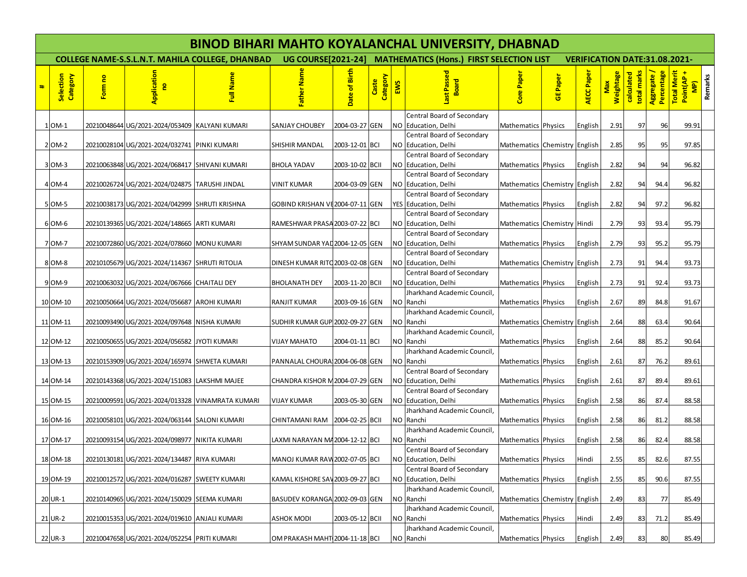# BINOD BIHARI MAHTO KOYALANCHAL UNIVERSITY, DHABNAD

**COLLEGE NAME-S.S.L.N.T. MAHILA COLLEGE, DHANBAD UG COURSE[2021-24] MATHEMATICS (Hons.) FIRST SELECTION LIST VERIFICATION DATE:31.08.2021-**

| # | Selection Category | Form no | Application no | Full Name | Father Name | Date of Birth | Caste Category | EWS | Last Passed Board | Core Paper | GE Paper | AECC Paper | Max Weightage | calculated total marks | Aggregate / Percentage | Total Merit Point(AP + MP) | Remarks |
|---|---|---|---|---|---|---|---|---|---|---|---|---|---|---|---|---|---|
| 1 | OM-1 | 20210048644 | UG/2021-2024/053409 | KALYANI KUMARI | SANJAY CHOUBEY | 2004-03-27 | GEN | NO | Central Board of Secondary Education, Delhi | Mathematics | Physics | English | 2.91 | 97 | 96 | 99.91 | |
| 2 | OM-2 | 20210028104 | UG/2021-2024/032741 | PINKI KUMARI | SHISHIR MANDAL | 2003-12-01 | BCI | NO | Central Board of Secondary Education, Delhi | Mathematics | Chemistry | English | 2.85 | 95 | 95 | 97.85 | |
| 3 | OM-3 | 20210063848 | UG/2021-2024/068417 | SHIVANI KUMARI | BHOLA YADAV | 2003-10-02 | BCII | NO | Central Board of Secondary Education, Delhi | Mathematics | Physics | English | 2.82 | 94 | 94 | 96.82 | |
| 4 | OM-4 | 20210026724 | UG/2021-2024/024875 | TARUSHI JINDAL | VINIT KUMAR | 2004-03-09 | GEN | NO | Central Board of Secondary Education, Delhi | Mathematics | Chemistry | English | 2.82 | 94 | 94.4 | 96.82 | |
| 5 | OM-5 | 20210038173 | UG/2021-2024/042999 | SHRUTI KRISHNA | GOBIND KRISHAN VE | 2004-07-11 | GEN | YES | Central Board of Secondary Education, Delhi | Mathematics | Physics | English | 2.82 | 94 | 97.2 | 96.82 | |
| 6 | OM-6 | 20210139365 | UG/2021-2024/148665 | ARTI KUMARI | RAMESHWAR PRASA | 2003-07-22 | BCI | NO | Central Board of Secondary Education, Delhi | Mathematics | Chemistry | Hindi | 2.79 | 93 | 93.4 | 95.79 | |
| 7 | OM-7 | 20210072860 | UG/2021-2024/078660 | MONU KUMARI | SHYAM SUNDAR YAD | 2004-12-05 | GEN | NO | Central Board of Secondary Education, Delhi | Mathematics | Physics | English | 2.79 | 93 | 95.2 | 95.79 | |
| 8 | OM-8 | 20210105679 | UG/2021-2024/114367 | SHRUTI RITOLIA | DINESH KUMAR RITO | 2003-02-08 | GEN | NO | Central Board of Secondary Education, Delhi | Mathematics | Chemistry | English | 2.73 | 91 | 94.4 | 93.73 | |
| 9 | OM-9 | 20210063032 | UG/2021-2024/067666 | CHAITALI DEY | BHOLANATH DEY | 2003-11-20 | BCII | NO | Central Board of Secondary Education, Delhi | Mathematics | Physics | English | 2.73 | 91 | 92.4 | 93.73 | |
| 10 | OM-10 | 20210050664 | UG/2021-2024/056687 | AROHI KUMARI | RANJIT KUMAR | 2003-09-16 | GEN | NO | Jharkhand Academic Council, Ranchi | Mathematics | Physics | English | 2.67 | 89 | 84.8 | 91.67 | |
| 11 | OM-11 | 20210093490 | UG/2021-2024/097648 | NISHA KUMARI | SUDHIR KUMAR GUP | 2002-09-27 | GEN | NO | Jharkhand Academic Council, Ranchi | Mathematics | Chemistry | English | 2.64 | 88 | 63.4 | 90.64 | |
| 12 | OM-12 | 20210050655 | UG/2021-2024/056582 | JYOTI KUMARI | VIJAY MAHATO | 2004-01-11 | BCI | NO | Jharkhand Academic Council, Ranchi | Mathematics | Physics | English | 2.64 | 88 | 85.2 | 90.64 | |
| 13 | OM-13 | 20210153909 | UG/2021-2024/165974 | SHWETA KUMARI | PANNALAL CHOURA | 2004-06-08 | GEN | NO | Jharkhand Academic Council, Ranchi | Mathematics | Physics | English | 2.61 | 87 | 76.2 | 89.61 | |
| 14 | OM-14 | 20210143368 | UG/2021-2024/151083 | LAKSHMI MAJEE | CHANDRA KISHOR M | 2004-07-29 | GEN | NO | Central Board of Secondary Education, Delhi | Mathematics | Physics | English | 2.61 | 87 | 89.4 | 89.61 | |
| 15 | OM-15 | 20210009591 | UG/2021-2024/013328 | VINAMRATA KUMARI | VIJAY KUMAR | 2003-05-30 | GEN | NO | Central Board of Secondary Education, Delhi | Mathematics | Physics | English | 2.58 | 86 | 87.4 | 88.58 | |
| 16 | OM-16 | 20210058101 | UG/2021-2024/063144 | SALONI KUMARI | CHINTAMANI RAM | 2004-02-25 | BCII | NO | Jharkhand Academic Council, Ranchi | Mathematics | Physics | English | 2.58 | 86 | 81.2 | 88.58 | |
| 17 | OM-17 | 20210093154 | UG/2021-2024/098977 | NIKITA KUMARI | LAXMI NARAYAN MA | 2004-12-12 | BCI | NO | Jharkhand Academic Council, Ranchi | Mathematics | Physics | English | 2.58 | 86 | 82.4 | 88.58 | |
| 18 | OM-18 | 20210130181 | UG/2021-2024/134487 | RIYA KUMARI | MANOJ KUMAR RAW | 2002-07-05 | BCI | NO | Central Board of Secondary Education, Delhi | Mathematics | Physics | Hindi | 2.55 | 85 | 82.6 | 87.55 | |
| 19 | OM-19 | 20210012572 | UG/2021-2024/016287 | SWEETY KUMARI | KAMAL KISHORE SAV | 2003-09-27 | BCI | NO | Central Board of Secondary Education, Delhi | Mathematics | Physics | English | 2.55 | 85 | 90.6 | 87.55 | |
| 20 | UR-1 | 20210140965 | UG/2021-2024/150029 | SEEMA KUMARI | BASUDEV KORANGA | 2002-09-03 | GEN | NO | Jharkhand Academic Council, Ranchi | Mathematics | Chemistry | English | 2.49 | 83 | 77 | 85.49 | |
| 21 | UR-2 | 20210015353 | UG/2021-2024/019610 | ANJALI KUMARI | ASHOK MODI | 2003-05-12 | BCII | NO | Jharkhand Academic Council, Ranchi | Mathematics | Physics | Hindi | 2.49 | 83 | 71.2 | 85.49 | |
| 22 | UR-3 | 20210047658 | UG/2021-2024/052254 | PRITI KUMARI | OM PRAKASH MAHT | 2004-11-18 | BCI | NO | Jharkhand Academic Council, Ranchi | Mathematics | Physics | English | 2.49 | 83 | 80 | 85.49 | |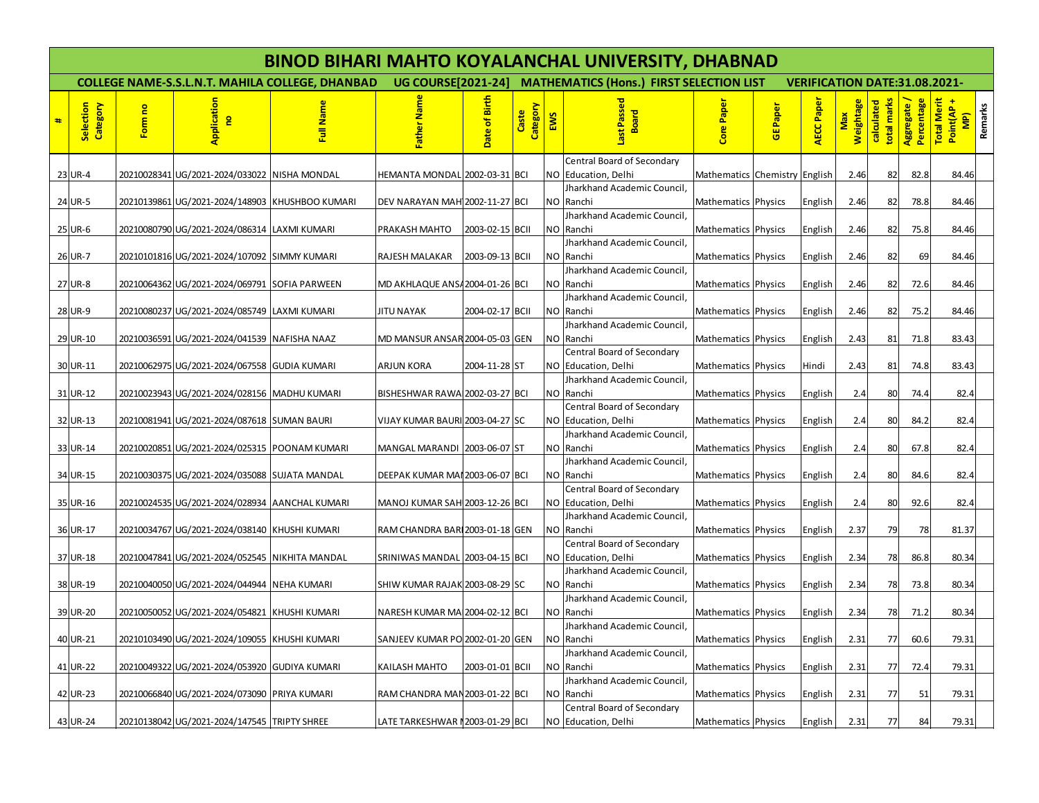# BINOD BIHARI MAHTO KOYALANCHAL UNIVERSITY, DHABNAD

**COLLEGE NAME-S.S.L.N.T. MAHILA COLLEGE, DHANBAD UG COURSE[2021-24] MATHEMATICS (Hons.) FIRST SELECTION LIST VERIFICATION DATE:31.08.2021-**

| # | Selection Category | Form no | Application no | Full Name | Father Name | Date of Birth | Caste Category | EWS | Last Passed Board | Core Paper | GE Paper | AECC Paper | Max Weightage | calculated total marks | Aggregate / Percentage | Total Merit Point(AP + MP) | Remarks |
|---|---|---|---|---|---|---|---|---|---|---|---|---|---|---|---|---|---|
| 23 | UR-4 | 20210028341 | UG/2021-2024/033022 | NISHA MONDAL | HEMANTA MONDAL | 2002-03-31 | BCI | NO | Central Board of Secondary Education, Delhi | Mathematics | Chemistry | English | 2.46 | 82 | 82.8 | 84.46 | |
| 24 | UR-5 | 20210139861 | UG/2021-2024/148903 | KHUSHBOO KUMARI | DEV NARAYAN MAH | 2002-11-27 | BCI | NO | Jharkhand Academic Council, Ranchi | Mathematics | Physics | English | 2.46 | 82 | 78.8 | 84.46 | |
| 25 | UR-6 | 20210080790 | UG/2021-2024/086314 | LAXMI KUMARI | PRAKASH MAHTO | 2003-02-15 | BCII | NO | Jharkhand Academic Council, Ranchi | Mathematics | Physics | English | 2.46 | 82 | 75.8 | 84.46 | |
| 26 | UR-7 | 20210101816 | UG/2021-2024/107092 | SIMMY KUMARI | RAJESH MALAKAR | 2003-09-13 | BCII | NO | Jharkhand Academic Council, Ranchi | Mathematics | Physics | English | 2.46 | 82 | 69 | 84.46 | |
| 27 | UR-8 | 20210064362 | UG/2021-2024/069791 | SOFIA PARWEEN | MD AKHLAQUE ANS/ | 2004-01-26 | BCI | NO | Jharkhand Academic Council, Ranchi | Mathematics | Physics | English | 2.46 | 82 | 72.6 | 84.46 | |
| 28 | UR-9 | 20210080237 | UG/2021-2024/085749 | LAXMI KUMARI | JITU NAYAK | 2004-02-17 | BCII | NO | Jharkhand Academic Council, Ranchi | Mathematics | Physics | English | 2.46 | 82 | 75.2 | 84.46 | |
| 29 | UR-10 | 20210036591 | UG/2021-2024/041539 | NAFISHA NAAZ | MD MANSUR ANSAR | 2004-05-03 | GEN | NO | Jharkhand Academic Council, Ranchi | Mathematics | Physics | English | 2.43 | 81 | 71.8 | 83.43 | |
| 30 | UR-11 | 20210062975 | UG/2021-2024/067558 | GUDIA KUMARI | ARJUN KORA | 2004-11-28 | ST | NO | Central Board of Secondary Education, Delhi | Mathematics | Physics | Hindi | 2.43 | 81 | 74.8 | 83.43 | |
| 31 | UR-12 | 20210023943 | UG/2021-2024/028156 | MADHU KUMARI | BISHESHWAR RAWA | 2002-03-27 | BCI | NO | Jharkhand Academic Council, Ranchi | Mathematics | Physics | English | 2.4 | 80 | 74.4 | 82.4 | |
| 32 | UR-13 | 20210081941 | UG/2021-2024/087618 | SUMAN BAURI | VIJAY KUMAR BAURI | 2003-04-27 | SC | NO | Central Board of Secondary Education, Delhi | Mathematics | Physics | English | 2.4 | 80 | 84.2 | 82.4 | |
| 33 | UR-14 | 20210020851 | UG/2021-2024/025315 | POONAM KUMARI | MANGAL MARANDI | 2003-06-07 | ST | NO | Jharkhand Academic Council, Ranchi | Mathematics | Physics | English | 2.4 | 80 | 67.8 | 82.4 | |
| 34 | UR-15 | 20210030375 | UG/2021-2024/035088 | SUJATA MANDAL | DEEPAK KUMAR MA | 2003-06-07 | BCI | NO | Jharkhand Academic Council, Ranchi | Mathematics | Physics | English | 2.4 | 80 | 84.6 | 82.4 | |
| 35 | UR-16 | 20210024535 | UG/2021-2024/028934 | AANCHAL KUMARI | MANOJ KUMAR SAH | 2003-12-26 | BCI | NO | Central Board of Secondary Education, Delhi | Mathematics | Physics | English | 2.4 | 80 | 92.6 | 82.4 | |
| 36 | UR-17 | 20210034767 | UG/2021-2024/038140 | KHUSHI KUMARI | RAM CHANDRA BAR | 2003-01-18 | GEN | NO | Jharkhand Academic Council, Ranchi | Mathematics | Physics | English | 2.37 | 79 | 78 | 81.37 | |
| 37 | UR-18 | 20210047841 | UG/2021-2024/052545 | NIKHITA MANDAL | SRINIWAS MANDAL | 2003-04-15 | BCI | NO | Central Board of Secondary Education, Delhi | Mathematics | Physics | English | 2.34 | 78 | 86.8 | 80.34 | |
| 38 | UR-19 | 20210040050 | UG/2021-2024/044944 | NEHA KUMARI | SHIW KUMAR RAJAK | 2003-08-29 | SC | NO | Jharkhand Academic Council, Ranchi | Mathematics | Physics | English | 2.34 | 78 | 73.8 | 80.34 | |
| 39 | UR-20 | 20210050052 | UG/2021-2024/054821 | KHUSHI KUMARI | NARESH KUMAR MA | 2004-02-12 | BCI | NO | Jharkhand Academic Council, Ranchi | Mathematics | Physics | English | 2.34 | 78 | 71.2 | 80.34 | |
| 40 | UR-21 | 20210103490 | UG/2021-2024/109055 | KHUSHI KUMARI | SANJEEV KUMAR PO | 2002-01-20 | GEN | NO | Jharkhand Academic Council, Ranchi | Mathematics | Physics | English | 2.31 | 77 | 60.6 | 79.31 | |
| 41 | UR-22 | 20210049322 | UG/2021-2024/053920 | GUDIYA KUMARI | KAILASH MAHTO | 2003-01-01 | BCII | NO | Jharkhand Academic Council, Ranchi | Mathematics | Physics | English | 2.31 | 77 | 72.4 | 79.31 | |
| 42 | UR-23 | 20210066840 | UG/2021-2024/073090 | PRIYA KUMARI | RAM CHANDRA MAN | 2003-01-22 | BCI | NO | Jharkhand Academic Council, Ranchi | Mathematics | Physics | English | 2.31 | 77 | 51 | 79.31 | |
| 43 | UR-24 | 20210138042 | UG/2021-2024/147545 | TRIPTY SHREE | LATE TARKESHWAR | 2003-01-29 | BCI | NO | Central Board of Secondary Education, Delhi | Mathematics | Physics | English | 2.31 | 77 | 84 | 79.31 | |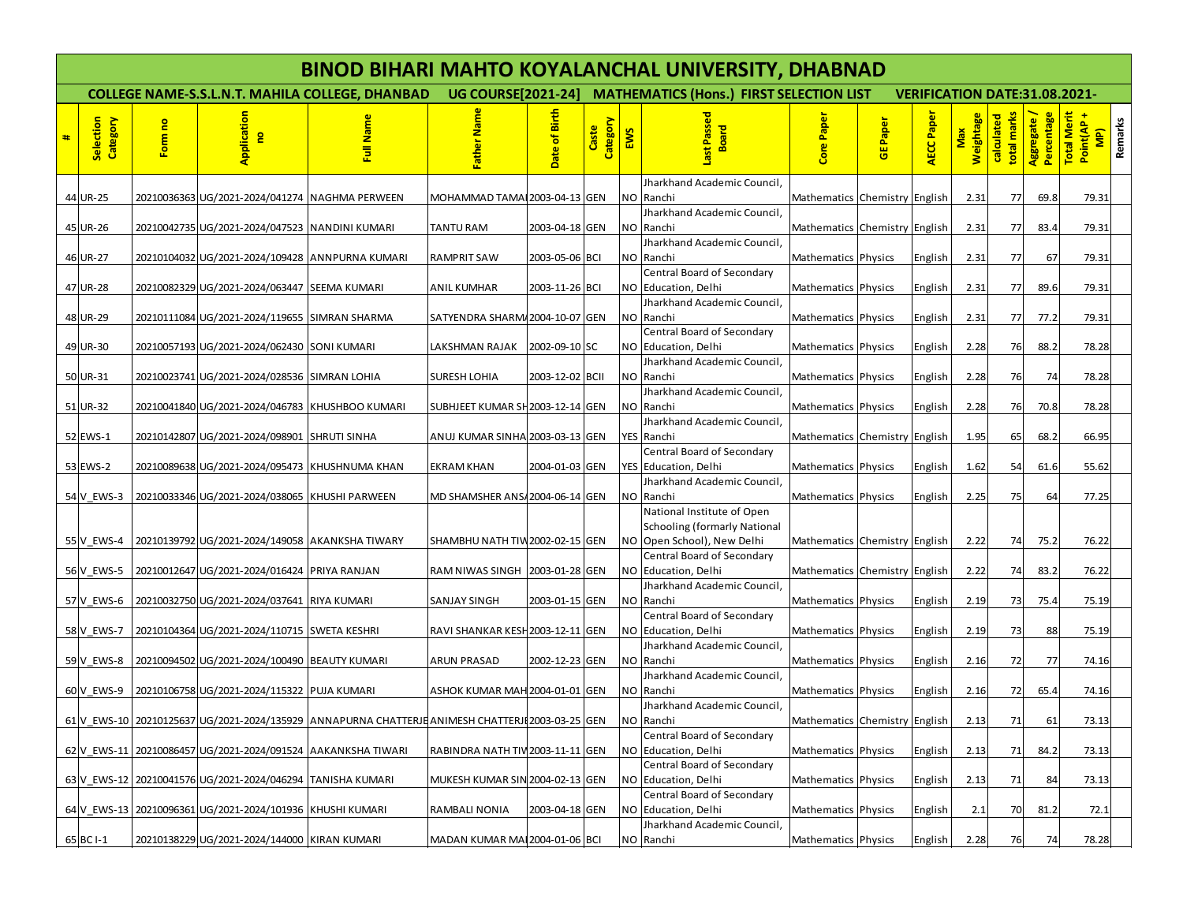# BINOD BIHARI MAHTO KOYALANCHAL UNIVERSITY, DHABNAD

**COLLEGE NAME-S.S.L.N.T. MAHILA COLLEGE, DHANBAD    UG COURSE[2021-24]    MATHEMATICS (Hons.) FIRST SELECTION LIST    VERIFICATION DATE:31.08.2021-**

| # | Selection Category | Form no | Application no | Full Name | Father Name | Date of Birth | Caste Category | EWS | Last Passed Board | Core Paper | GE Paper | AECC Paper | Max Weightage | calculated total marks | Aggregate / Percentage | Total Merit Point(AP + MP) | Remarks |
|---|---|---|---|---|---|---|---|---|---|---|---|---|---|---|---|---|---|
| 44 | UR-25 | 20210036363 | UG/2021-2024/041274 | NAGHMA PERWEEN | MOHAMMAD TAMA | 2003-04-13 | GEN | NO | Jharkhand Academic Council, Ranchi | Mathematics | Chemistry | English | 2.31 | 77 | 69.8 | 79.31 | |
| 45 | UR-26 | 20210042735 | UG/2021-2024/047523 | NANDINI KUMARI | TANTU RAM | 2003-04-18 | GEN | NO | Jharkhand Academic Council, Ranchi | Mathematics | Chemistry | English | 2.31 | 77 | 83.4 | 79.31 | |
| 46 | UR-27 | 20210104032 | UG/2021-2024/109428 | ANNPURNA KUMARI | RAMPRIT SAW | 2003-05-06 | BCI | NO | Jharkhand Academic Council, Ranchi | Mathematics | Physics | English | 2.31 | 77 | 67 | 79.31 | |
| 47 | UR-28 | 20210082329 | UG/2021-2024/063447 | SEEMA KUMARI | ANIL KUMHAR | 2003-11-26 | BCI | NO | Central Board of Secondary Education, Delhi | Mathematics | Physics | English | 2.31 | 77 | 89.6 | 79.31 | |
| 48 | UR-29 | 20210111084 | UG/2021-2024/119655 | SIMRAN SHARMA | SATYENDRA SHARM | 2004-10-07 | GEN | NO | Jharkhand Academic Council, Ranchi | Mathematics | Physics | English | 2.31 | 77 | 77.2 | 79.31 | |
| 49 | UR-30 | 20210057193 | UG/2021-2024/062430 | SONI KUMARI | LAKSHMAN RAJAK | 2002-09-10 | SC | NO | Central Board of Secondary Education, Delhi | Mathematics | Physics | English | 2.28 | 76 | 88.2 | 78.28 | |
| 50 | UR-31 | 20210023741 | UG/2021-2024/028536 | SIMRAN LOHIA | SURESH LOHIA | 2003-12-02 | BCII | NO | Jharkhand Academic Council, Ranchi | Mathematics | Physics | English | 2.28 | 76 | 74 | 78.28 | |
| 51 | UR-32 | 20210041840 | UG/2021-2024/046783 | KHUSHBOO KUMARI | SUBHJEET KUMAR SH | 2003-12-14 | GEN | NO | Jharkhand Academic Council, Ranchi | Mathematics | Physics | English | 2.28 | 76 | 70.8 | 78.28 | |
| 52 | EWS-1 | 20210142807 | UG/2021-2024/098901 | SHRUTI SINHA | ANUJ KUMAR SINHA | 2003-03-13 | GEN | YES | Jharkhand Academic Council, Ranchi | Mathematics | Chemistry | English | 1.95 | 65 | 68.2 | 66.95 | |
| 53 | EWS-2 | 20210089638 | UG/2021-2024/095473 | KHUSHNUMA KHAN | EKRAM KHAN | 2004-01-03 | GEN | YES | Central Board of Secondary Education, Delhi | Mathematics | Physics | English | 1.62 | 54 | 61.6 | 55.62 | |
| 54 | V_EWS-3 | 20210033346 | UG/2021-2024/038065 | KHUSHI PARWEEN | MD SHAMSHER ANS | 2004-06-14 | GEN | NO | Jharkhand Academic Council, Ranchi | Mathematics | Physics | English | 2.25 | 75 | 64 | 77.25 | |
| 55 | V_EWS-4 | 20210139792 | UG/2021-2024/149058 | AKANKSHA TIWARY | SHAMBHU NATH TIW | 2002-02-15 | GEN | NO | National Institute of Open Schooling (formarly National Open School), New Delhi | Mathematics | Chemistry | English | 2.22 | 74 | 75.2 | 76.22 | |
| 56 | V_EWS-5 | 20210012647 | UG/2021-2024/016424 | PRIYA RANJAN | RAM NIWAS SINGH | 2003-01-28 | GEN | NO | Central Board of Secondary Education, Delhi | Mathematics | Chemistry | English | 2.22 | 74 | 83.2 | 76.22 | |
| 57 | V_EWS-6 | 20210032750 | UG/2021-2024/037641 | RIYA KUMARI | SANJAY SINGH | 2003-01-15 | GEN | NO | Jharkhand Academic Council, Ranchi | Mathematics | Physics | English | 2.19 | 73 | 75.4 | 75.19 | |
| 58 | V_EWS-7 | 20210104364 | UG/2021-2024/110715 | SWETA KESHRI | RAVI SHANKAR KESH | 2003-12-11 | GEN | NO | Central Board of Secondary Education, Delhi | Mathematics | Physics | English | 2.19 | 73 | 88 | 75.19 | |
| 59 | V_EWS-8 | 20210094502 | UG/2021-2024/100490 | BEAUTY KUMARI | ARUN PRASAD | 2002-12-23 | GEN | NO | Jharkhand Academic Council, Ranchi | Mathematics | Physics | English | 2.16 | 72 | 77 | 74.16 | |
| 60 | V_EWS-9 | 20210106758 | UG/2021-2024/115322 | PUJA KUMARI | ASHOK KUMAR MAH | 2004-01-01 | GEN | NO | Jharkhand Academic Council, Ranchi | Mathematics | Physics | English | 2.16 | 72 | 65.4 | 74.16 | |
| 61 | V_EWS-10 | 20210125637 | UG/2021-2024/135929 | ANNAPURNA CHATTERJE | ANIMESH CHATTERJI | 2003-03-25 | GEN | NO | Jharkhand Academic Council, Ranchi | Mathematics | Chemistry | English | 2.13 | 71 | 61 | 73.13 | |
| 62 | V_EWS-11 | 20210086457 | UG/2021-2024/091524 | AAKANKSHA TIWARI | RABINDRA NATH TIW | 2003-11-11 | GEN | NO | Central Board of Secondary Education, Delhi | Mathematics | Physics | English | 2.13 | 71 | 84.2 | 73.13 | |
| 63 | V_EWS-12 | 20210041576 | UG/2021-2024/046294 | TANISHA KUMARI | MUKESH KUMAR SIN | 2004-02-13 | GEN | NO | Central Board of Secondary Education, Delhi | Mathematics | Physics | English | 2.13 | 71 | 84 | 73.13 | |
| 64 | V_EWS-13 | 20210096361 | UG/2021-2024/101936 | KHUSHI KUMARI | RAMBALI NONIA | 2003-04-18 | GEN | NO | Central Board of Secondary Education, Delhi | Mathematics | Physics | English | 2.1 | 70 | 81.2 | 72.1 | |
| 65 | BC I-1 | 20210138229 | UG/2021-2024/144000 | KIRAN KUMARI | MADAN KUMAR MAI | 2004-01-06 | BCI | NO | Jharkhand Academic Council, Ranchi | Mathematics | Physics | English | 2.28 | 76 | 74 | 78.28 | |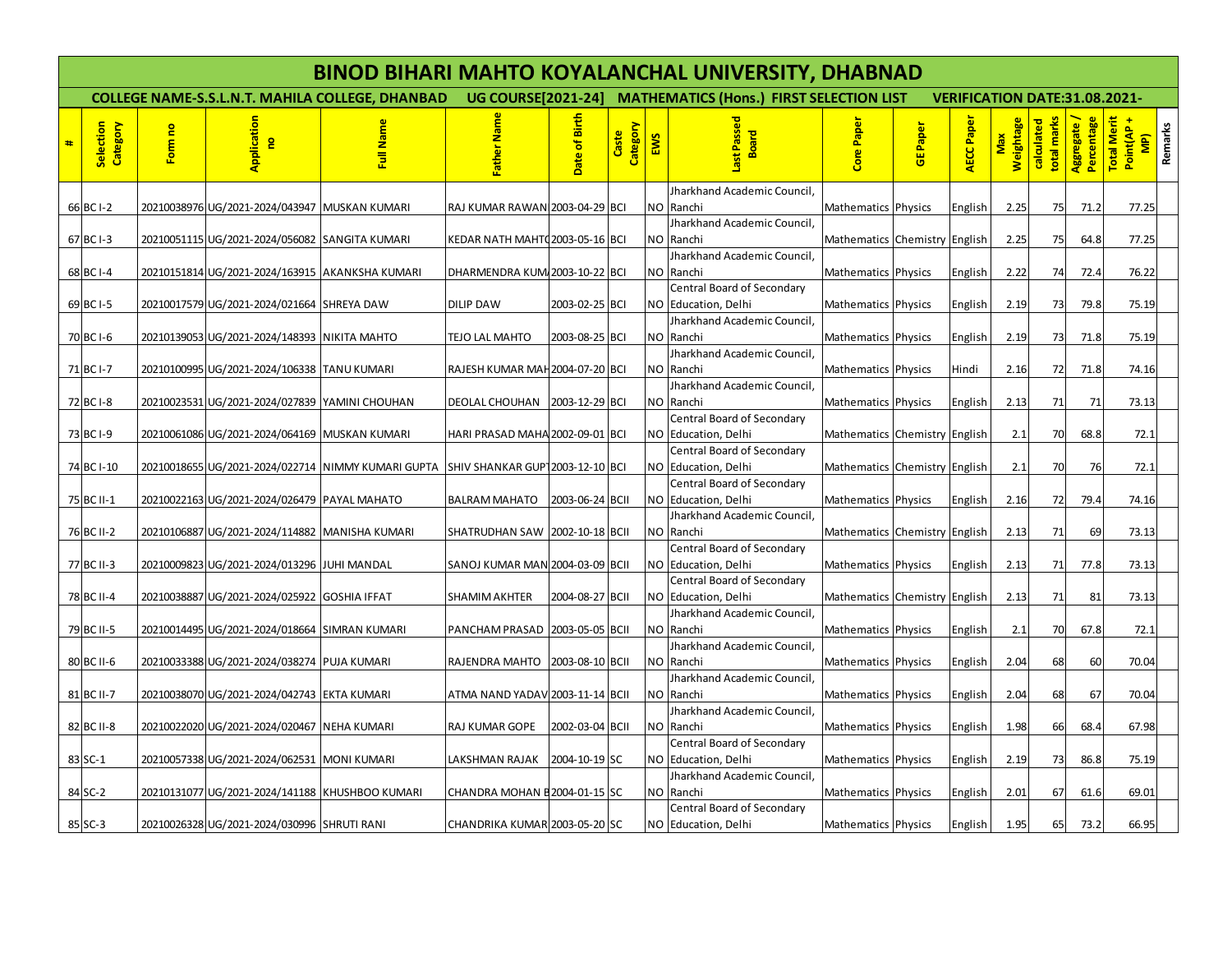# BINOD BIHARI MAHTO KOYALANCHAL UNIVERSITY, DHABNAD

**COLLEGE NAME-S.S.L.N.T. MAHILA COLLEGE, DHANBAD UG COURSE[2021-24] MATHEMATICS (Hons.) FIRST SELECTION LIST VERIFICATION DATE:31.08.2021-**

| # | Selection Category | Form no | Application no | Full Name | Father Name | Date of Birth | Caste Category | EWS | Last Passed Board | Core Paper | GE Paper | AECC Paper | Max Weightage | calculated total marks | Aggregate / Percentage | Total Merit Point(AP + MP) | Remarks |
|---|---|---|---|---|---|---|---|---|---|---|---|---|---|---|---|---|---|
| 66 | BC I-2 | 20210038976 | UG/2021-2024/043947 | MUSKAN KUMARI | RAJ KUMAR RAWAN | 2003-04-29 | BCI | NO | Jharkhand Academic Council, Ranchi | Mathematics | Physics | English | 2.25 | 75 | 71.2 | 77.25 | |
| 67 | BC I-3 | 20210051115 | UG/2021-2024/056082 | SANGITA KUMARI | KEDAR NATH MAHTO | 2003-05-16 | BCI | NO | Jharkhand Academic Council, Ranchi | Mathematics | Chemistry | English | 2.25 | 75 | 64.8 | 77.25 | |
| 68 | BC I-4 | 20210151814 | UG/2021-2024/163915 | AKANKSHA KUMARI | DHARMENDRA KUMA | 2003-10-22 | BCI | NO | Jharkhand Academic Council, Ranchi | Mathematics | Physics | English | 2.22 | 74 | 72.4 | 76.22 | |
| 69 | BC I-5 | 20210017579 | UG/2021-2024/021664 | SHREYA DAW | DILIP DAW | 2003-02-25 | BCI | NO | Central Board of Secondary Education, Delhi | Mathematics | Physics | English | 2.19 | 73 | 79.8 | 75.19 | |
| 70 | BC I-6 | 20210139053 | UG/2021-2024/148393 | NIKITA MAHTO | TEJO LAL MAHTO | 2003-08-25 | BCI | NO | Jharkhand Academic Council, Ranchi | Mathematics | Physics | English | 2.19 | 73 | 71.8 | 75.19 | |
| 71 | BC I-7 | 20210100995 | UG/2021-2024/106338 | TANU KUMARI | RAJESH KUMAR MAH | 2004-07-20 | BCI | NO | Jharkhand Academic Council, Ranchi | Mathematics | Physics | Hindi | 2.16 | 72 | 71.8 | 74.16 | |
| 72 | BC I-8 | 20210023531 | UG/2021-2024/027839 | YAMINI CHOUHAN | DEOLAL CHOUHAN | 2003-12-29 | BCI | NO | Jharkhand Academic Council, Ranchi | Mathematics | Physics | English | 2.13 | 71 | 71 | 73.13 | |
| 73 | BC I-9 | 20210061086 | UG/2021-2024/064169 | MUSKAN KUMARI | HARI PRASAD MAHA | 2002-09-01 | BCI | NO | Central Board of Secondary Education, Delhi | Mathematics | Chemistry | English | 2.1 | 70 | 68.8 | 72.1 | |
| 74 | BC I-10 | 20210018655 | UG/2021-2024/022714 | NIMMY KUMARI GUPTA | SHIV SHANKAR GUPT | 2003-12-10 | BCI | NO | Central Board of Secondary Education, Delhi | Mathematics | Chemistry | English | 2.1 | 70 | 76 | 72.1 | |
| 75 | BC II-1 | 20210022163 | UG/2021-2024/026479 | PAYAL MAHATO | BALRAM MAHATO | 2003-06-24 | BCII | NO | Central Board of Secondary Education, Delhi | Mathematics | Physics | English | 2.16 | 72 | 79.4 | 74.16 | |
| 76 | BC II-2 | 20210106887 | UG/2021-2024/114882 | MANISHA KUMARI | SHATRUDHAN SAW | 2002-10-18 | BCII | NO | Jharkhand Academic Council, Ranchi | Mathematics | Chemistry | English | 2.13 | 71 | 69 | 73.13 | |
| 77 | BC II-3 | 20210009823 | UG/2021-2024/013296 | JUHI MANDAL | SANOJ KUMAR MAN | 2004-03-09 | BCII | NO | Central Board of Secondary Education, Delhi | Mathematics | Physics | English | 2.13 | 71 | 77.8 | 73.13 | |
| 78 | BC II-4 | 20210038887 | UG/2021-2024/025922 | GOSHIA IFFAT | SHAMIM AKHTER | 2004-08-27 | BCII | NO | Central Board of Secondary Education, Delhi | Mathematics | Chemistry | English | 2.13 | 71 | 81 | 73.13 | |
| 79 | BC II-5 | 20210014495 | UG/2021-2024/018664 | SIMRAN KUMARI | PANCHAM PRASAD | 2003-05-05 | BCII | NO | Jharkhand Academic Council, Ranchi | Mathematics | Physics | English | 2.1 | 70 | 67.8 | 72.1 | |
| 80 | BC II-6 | 20210033388 | UG/2021-2024/038274 | PUJA KUMARI | RAJENDRA MAHTO | 2003-08-10 | BCII | NO | Jharkhand Academic Council, Ranchi | Mathematics | Physics | English | 2.04 | 68 | 60 | 70.04 | |
| 81 | BC II-7 | 20210038070 | UG/2021-2024/042743 | EKTA KUMARI | ATMA NAND YADAV | 2003-11-14 | BCII | NO | Jharkhand Academic Council, Ranchi | Mathematics | Physics | English | 2.04 | 68 | 67 | 70.04 | |
| 82 | BC II-8 | 20210022020 | UG/2021-2024/020467 | NEHA KUMARI | RAJ KUMAR GOPE | 2002-03-04 | BCII | NO | Jharkhand Academic Council, Ranchi | Mathematics | Physics | English | 1.98 | 66 | 68.4 | 67.98 | |
| 83 | SC-1 | 20210057338 | UG/2021-2024/062531 | MONI KUMARI | LAKSHMAN RAJAK | 2004-10-19 | SC | NO | Central Board of Secondary Education, Delhi | Mathematics | Physics | English | 2.19 | 73 | 86.8 | 75.19 | |
| 84 | SC-2 | 20210131077 | UG/2021-2024/141188 | KHUSHBOO KUMARI | CHANDRA MOHAN B | 2004-01-15 | SC | NO | Jharkhand Academic Council, Ranchi | Mathematics | Physics | English | 2.01 | 67 | 61.6 | 69.01 | |
| 85 | SC-3 | 20210026328 | UG/2021-2024/030996 | SHRUTI RANI | CHANDRIKA KUMAR | 2003-05-20 | SC | NO | Central Board of Secondary Education, Delhi | Mathematics | Physics | English | 1.95 | 65 | 73.2 | 66.95 | |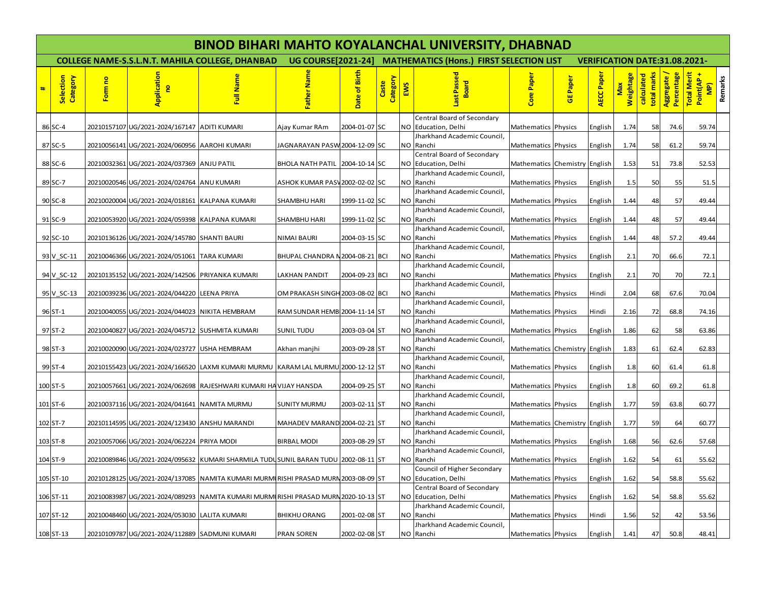# BINOD BIHARI MAHTO KOYALANCHAL UNIVERSITY, DHABNAD

**COLLEGE NAME-S.S.L.N.T. MAHILA COLLEGE, DHANBAD UG COURSE[2021-24] MATHEMATICS (Hons.) FIRST SELECTION LIST VERIFICATION DATE:31.08.2021-**

| # | Selection Category | Form no | Application no | Full Name | Father Name | Date of Birth | Caste Category | EWS | Last Passed Board | Core Paper | GE Paper | AECC Paper | Max Weightage | calculated total marks | Aggregate / Percentage | Total Merit Point(AP + MP) | Remarks |
|---|---|---|---|---|---|---|---|---|---|---|---|---|---|---|---|---|---|
| 86 | SC-4 | 20210157107 | UG/2021-2024/167147 | ADITI KUMARI | Ajay Kumar RAm | 2004-01-07 | SC | NO | Central Board of Secondary Education, Delhi | Mathematics | Physics | English | 1.74 | 58 | 74.6 | 59.74 | |
| 87 | SC-5 | 20210056141 | UG/2021-2024/060956 | AAROHI KUMARI | JAGNARAYAN PASW | 2004-12-09 | SC | NO | Jharkhand Academic Council, Ranchi | Mathematics | Physics | English | 1.74 | 58 | 61.2 | 59.74 | |
| 88 | SC-6 | 20210032361 | UG/2021-2024/037369 | ANJU PATIL | BHOLA NATH PATIL | 2004-10-14 | SC | NO | Central Board of Secondary Education, Delhi | Mathematics | Chemistry | English | 1.53 | 51 | 73.8 | 52.53 | |
| 89 | SC-7 | 20210020546 | UG/2021-2024/024764 | ANU KUMARI | ASHOK KUMAR PASV | 2002-02-02 | SC | NO | Jharkhand Academic Council, Ranchi | Mathematics | Physics | English | 1.5 | 50 | 55 | 51.5 | |
| 90 | SC-8 | 20210020004 | UG/2021-2024/018161 | KALPANA KUMARI | SHAMBHU HARI | 1999-11-02 | SC | NO | Jharkhand Academic Council, Ranchi | Mathematics | Physics | English | 1.44 | 48 | 57 | 49.44 | |
| 91 | SC-9 | 20210053920 | UG/2021-2024/059398 | KALPANA KUMARI | SHAMBHU HARI | 1999-11-02 | SC | NO | Jharkhand Academic Council, Ranchi | Mathematics | Physics | English | 1.44 | 48 | 57 | 49.44 | |
| 92 | SC-10 | 20210136126 | UG/2021-2024/145780 | SHANTI BAURI | NIMAI BAURI | 2004-03-15 | SC | NO | Jharkhand Academic Council, Ranchi | Mathematics | Physics | English | 1.44 | 48 | 57.2 | 49.44 | |
| 93 | V_SC-11 | 20210046366 | UG/2021-2024/051061 | TARA KUMARI | BHUPAL CHANDRA N | 2004-08-21 | BCI | NO | Jharkhand Academic Council, Ranchi | Mathematics | Physics | English | 2.1 | 70 | 66.6 | 72.1 | |
| 94 | V_SC-12 | 20210135152 | UG/2021-2024/142506 | PRIYANKA KUMARI | LAKHAN PANDIT | 2004-09-23 | BCI | NO | Jharkhand Academic Council, Ranchi | Mathematics | Physics | English | 2.1 | 70 | 70 | 72.1 | |
| 95 | V_SC-13 | 20210039236 | UG/2021-2024/044220 | LEENA PRIYA | OM PRAKASH SINGH | 2003-08-02 | BCI | NO | Jharkhand Academic Council, Ranchi | Mathematics | Physics | Hindi | 2.04 | 68 | 67.6 | 70.04 | |
| 96 | ST-1 | 20210040055 | UG/2021-2024/044023 | NIKITA HEMBRAM | RAM SUNDAR HEMB | 2004-11-14 | ST | NO | Jharkhand Academic Council, Ranchi | Mathematics | Physics | Hindi | 2.16 | 72 | 68.8 | 74.16 | |
| 97 | ST-2 | 20210040827 | UG/2021-2024/045712 | SUSHMITA KUMARI | SUNIL TUDU | 2003-03-04 | ST | NO | Jharkhand Academic Council, Ranchi | Mathematics | Physics | English | 1.86 | 62 | 58 | 63.86 | |
| 98 | ST-3 | 20210020090 | UG/2021-2024/023727 | USHA HEMBRAM | Akhan manjhi | 2003-09-28 | ST | NO | Jharkhand Academic Council, Ranchi | Mathematics | Chemistry | English | 1.83 | 61 | 62.4 | 62.83 | |
| 99 | ST-4 | 20210155423 | UG/2021-2024/166520 | LAXMI KUMARI MURMU | KARAM LAL MURMU | 2000-12-12 | ST | NO | Jharkhand Academic Council, Ranchi | Mathematics | Physics | English | 1.8 | 60 | 61.4 | 61.8 | |
| 100 | ST-5 | 20210057661 | UG/2021-2024/062698 | RAJESHWARI KUMARI HA | VIJAY HANSDA | 2004-09-25 | ST | NO | Jharkhand Academic Council, Ranchi | Mathematics | Physics | English | 1.8 | 60 | 69.2 | 61.8 | |
| 101 | ST-6 | 20210037116 | UG/2021-2024/041641 | NAMITA MURMU | SUNITY MURMU | 2003-02-11 | ST | NO | Jharkhand Academic Council, Ranchi | Mathematics | Physics | English | 1.77 | 59 | 63.8 | 60.77 | |
| 102 | ST-7 | 20210114595 | UG/2021-2024/123430 | ANSHU MARANDI | MAHADEV MARAND | 2004-02-21 | ST | NO | Jharkhand Academic Council, Ranchi | Mathematics | Chemistry | English | 1.77 | 59 | 64 | 60.77 | |
| 103 | ST-8 | 20210057066 | UG/2021-2024/062224 | PRIYA MODI | BIRBAL MODI | 2003-08-29 | ST | NO | Jharkhand Academic Council, Ranchi | Mathematics | Physics | English | 1.68 | 56 | 62.6 | 57.68 | |
| 104 | ST-9 | 20210089846 | UG/2021-2024/095632 | KUMARI SHARMILA TUDU | SUNIL BARAN TUDU | 2002-08-11 | ST | NO | Jharkhand Academic Council, Ranchi | Mathematics | Physics | English | 1.62 | 54 | 61 | 55.62 | |
| 105 | ST-10 | 20210128125 | UG/2021-2024/137085 | NAMITA KUMARI MURMU | RISHI PRASAD MURM | 2003-08-09 | ST | NO | Council of Higher Secondary Education, Delhi | Mathematics | Physics | English | 1.62 | 54 | 58.8 | 55.62 | |
| 106 | ST-11 | 20210083987 | UG/2021-2024/089293 | NAMITA KUMARI MURMU | RISHI PRASAD MURM | 2020-10-13 | ST | NO | Central Board of Secondary Education, Delhi | Mathematics | Physics | English | 1.62 | 54 | 58.8 | 55.62 | |
| 107 | ST-12 | 20210048460 | UG/2021-2024/053030 | LALITA KUMARI | BHIKHU ORANG | 2001-02-08 | ST | NO | Jharkhand Academic Council, Ranchi | Mathematics | Physics | Hindi | 1.56 | 52 | 42 | 53.56 | |
| 108 | ST-13 | 20210109787 | UG/2021-2024/112889 | SADMUNI KUMARI | PRAN SOREN | 2002-02-08 | ST | NO | Jharkhand Academic Council, Ranchi | Mathematics | Physics | English | 1.41 | 47 | 50.8 | 48.41 | |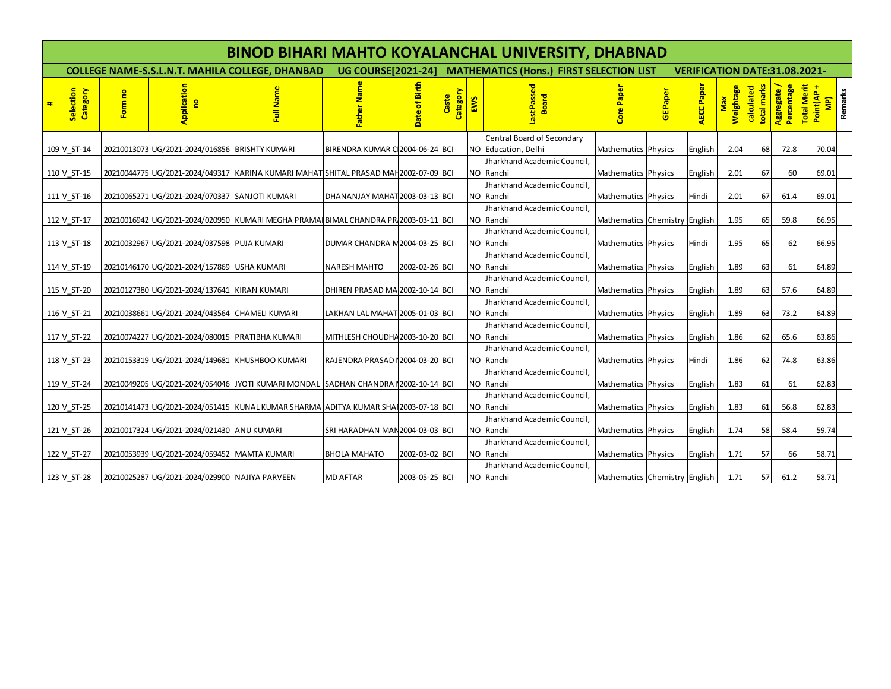# BINOD BIHARI MAHTO KOYALANCHAL UNIVERSITY, DHABNAD

**COLLEGE NAME-S.S.L.N.T. MAHILA COLLEGE, DHANBAD UG COURSE[2021-24] MATHEMATICS (Hons.) FIRST SELECTION LIST VERIFICATION DATE:31.08.2021-**

| # | Selection Category | Form no | Application no | Full Name | Father Name | Date of Birth | Caste Category | EWS | Last Passed Board | Core Paper | GE Paper | AECC Paper | Max Weightage | calculated total marks | Aggregate / Percentage | Total Merit Point(AP + MP) | Remarks |
|---|---|---|---|---|---|---|---|---|---|---|---|---|---|---|---|---|---|
| 109 | V_ST-14 | 20210013073 | UG/2021-2024/016856 | BRISHTY KUMARI | BIRENDRA KUMAR C | 2004-06-24 | BCI | NO | Central Board of Secondary Education, Delhi | Mathematics | Physics | English | 2.04 | 68 | 72.8 | 70.04 | |
| 110 | V_ST-15 | 20210044775 | UG/2021-2024/049317 | KARINA KUMARI MAHAT | SHITAL PRASAD MAH | 2002-07-09 | BCI | NO | Jharkhand Academic Council, Ranchi | Mathematics | Physics | English | 2.01 | 67 | 60 | 69.01 | |
| 111 | V_ST-16 | 20210065271 | UG/2021-2024/070337 | SANJOTI KUMARI | DHANANJAY MAHAT | 2003-03-13 | BCI | NO | Jharkhand Academic Council, Ranchi | Mathematics | Physics | Hindi | 2.01 | 67 | 61.4 | 69.01 | |
| 112 | V_ST-17 | 20210016942 | UG/2021-2024/020950 | KUMARI MEGHA PRAMAI | BIMAL CHANDRA PR | 2003-03-11 | BCI | NO | Jharkhand Academic Council, Ranchi | Mathematics | Chemistry | English | 1.95 | 65 | 59.8 | 66.95 | |
| 113 | V_ST-18 | 20210032967 | UG/2021-2024/037598 | PUJA KUMARI | DUMAR CHANDRA M | 2004-03-25 | BCI | NO | Jharkhand Academic Council, Ranchi | Mathematics | Physics | Hindi | 1.95 | 65 | 62 | 66.95 | |
| 114 | V_ST-19 | 20210146170 | UG/2021-2024/157869 | USHA KUMARI | NARESH MAHTO | 2002-02-26 | BCI | NO | Jharkhand Academic Council, Ranchi | Mathematics | Physics | English | 1.89 | 63 | 61 | 64.89 | |
| 115 | V_ST-20 | 20210127380 | UG/2021-2024/137641 | KIRAN KUMARI | DHIREN PRASAD MA | 2002-10-14 | BCI | NO | Jharkhand Academic Council, Ranchi | Mathematics | Physics | English | 1.89 | 63 | 57.6 | 64.89 | |
| 116 | V_ST-21 | 20210038661 | UG/2021-2024/043564 | CHAMELI KUMARI | LAKHAN LAL MAHAT | 2005-01-03 | BCI | NO | Jharkhand Academic Council, Ranchi | Mathematics | Physics | English | 1.89 | 63 | 73.2 | 64.89 | |
| 117 | V_ST-22 | 20210074227 | UG/2021-2024/080015 | PRATIBHA KUMARI | MITHLESH CHOUDHA | 2003-10-20 | BCI | NO | Jharkhand Academic Council, Ranchi | Mathematics | Physics | English | 1.86 | 62 | 65.6 | 63.86 | |
| 118 | V_ST-23 | 20210153319 | UG/2021-2024/149681 | KHUSHBOO KUMARI | RAJENDRA PRASAD I | 2004-03-20 | BCI | NO | Jharkhand Academic Council, Ranchi | Mathematics | Physics | Hindi | 1.86 | 62 | 74.8 | 63.86 | |
| 119 | V_ST-24 | 20210049205 | UG/2021-2024/054046 | JYOTI KUMARI MONDAL | SADHAN CHANDRA I | 2002-10-14 | BCI | NO | Jharkhand Academic Council, Ranchi | Mathematics | Physics | English | 1.83 | 61 | 61 | 62.83 | |
| 120 | V_ST-25 | 20210141473 | UG/2021-2024/051415 | KUNAL KUMAR SHARMA | ADITYA KUMAR SHAI | 2003-07-18 | BCI | NO | Jharkhand Academic Council, Ranchi | Mathematics | Physics | English | 1.83 | 61 | 56.8 | 62.83 | |
| 121 | V_ST-26 | 20210017324 | UG/2021-2024/021430 | ANU KUMARI | SRI HARADHAN MAN | 2004-03-03 | BCI | NO | Jharkhand Academic Council, Ranchi | Mathematics | Physics | English | 1.74 | 58 | 58.4 | 59.74 | |
| 122 | V_ST-27 | 20210053939 | UG/2021-2024/059452 | MAMTA KUMARI | BHOLA MAHATO | 2002-03-02 | BCI | NO | Jharkhand Academic Council, Ranchi | Mathematics | Physics | English | 1.71 | 57 | 66 | 58.71 | |
| 123 | V_ST-28 | 20210025287 | UG/2021-2024/029900 | NAJIYA PARVEEN | MD AFTAR | 2003-05-25 | BCI | NO | Jharkhand Academic Council, Ranchi | Mathematics | Chemistry | English | 1.71 | 57 | 61.2 | 58.71 | |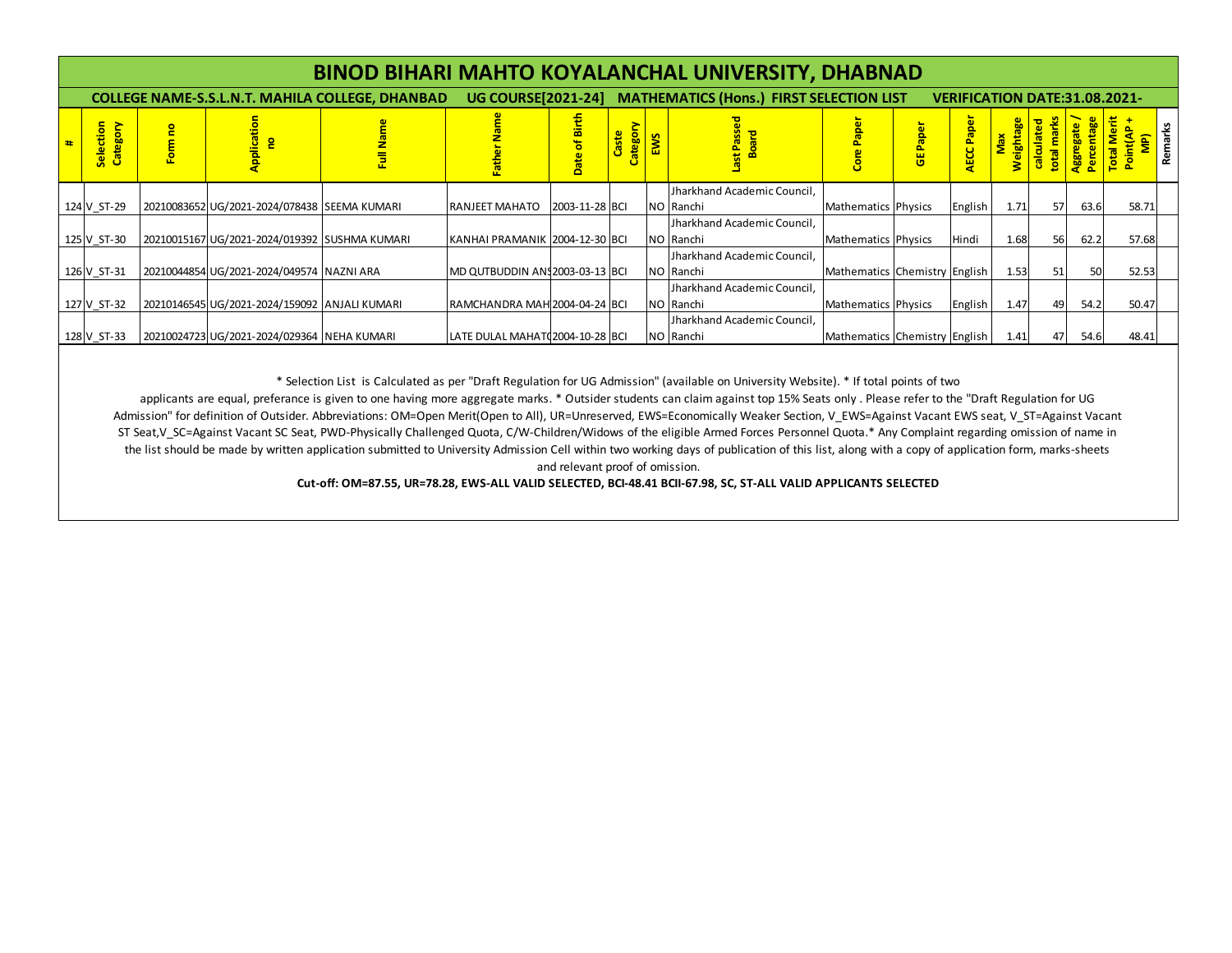# BINOD BIHARI MAHTO KOYALANCHAL UNIVERSITY, DHABNAD

**COLLEGE NAME-S.S.L.N.T. MAHILA COLLEGE, DHANBAD UG COURSE[2021-24] MATHEMATICS (Hons.) FIRST SELECTION LIST VERIFICATION DATE:31.08.2021-**

| # | Selection Category | Form no | Application no | Full Name | Father Name | Date of Birth | Caste Category | EWS | Last Passed Board | Core Paper | GE Paper | AECC Paper | Max Weightage | calculated total marks | Aggregate / Percentage | Total Merit Point(AP + MP) | Remarks |
|---|---|---|---|---|---|---|---|---|---|---|---|---|---|---|---|---|---|
| 124 | V_ST-29 | 20210083652 | UG/2021-2024/078438 | SEEMA KUMARI | RANJEET MAHATO | 2003-11-28 | BCI | NO | Jharkhand Academic Council, Ranchi | Mathematics | Physics | English | 1.71 | 57 | 63.6 | 58.71 | |
| 125 | V_ST-30 | 20210015167 | UG/2021-2024/019392 | SUSHMA KUMARI | KANHAI PRAMANIK | 2004-12-30 | BCI | NO | Jharkhand Academic Council, Ranchi | Mathematics | Physics | Hindi | 1.68 | 56 | 62.2 | 57.68 | |
| 126 | V_ST-31 | 20210044854 | UG/2021-2024/049574 | NAZNI ARA | MD QUTBUDDIN ANS | 2003-03-13 | BCI | NO | Jharkhand Academic Council, Ranchi | Mathematics | Chemistry | English | 1.53 | 51 | 50 | 52.53 | |
| 127 | V_ST-32 | 20210146545 | UG/2021-2024/159092 | ANJALI KUMARI | RAMCHANDRA MAH | 2004-04-24 | BCI | NO | Jharkhand Academic Council, Ranchi | Mathematics | Physics | English | 1.47 | 49 | 54.2 | 50.47 | |
| 128 | V_ST-33 | 20210024723 | UG/2021-2024/029364 | NEHA KUMARI | LATE DULAL MAHAT( | 2004-10-28 | BCI | NO | Jharkhand Academic Council, Ranchi | Mathematics | Chemistry | English | 1.41 | 47 | 54.6 | 48.41 | |

* Selection List is Calculated as per "Draft Regulation for UG Admission" (available on University Website). * If total points of two applicants are equal, preferance is given to one having more aggregate marks. * Outsider students can claim against top 15% Seats only . Please refer to the "Draft Regulation for UG Admission" for definition of Outsider. Abbreviations: OM=Open Merit(Open to All), UR=Unreserved, EWS=Economically Weaker Section, V_EWS=Against Vacant EWS seat, V_ST=Against Vacant ST Seat,V_SC=Against Vacant SC Seat, PWD-Physically Challenged Quota, C/W-Children/Widows of the eligible Armed Forces Personnel Quota.* Any Complaint regarding omission of name in the list should be made by written application submitted to University Admission Cell within two working days of publication of this list, along with a copy of application form, marks-sheets and relevant proof of omission.

**Cut-off: OM=87.55, UR=78.28, EWS-ALL VALID SELECTED, BCI-48.41 BCII-67.98, SC, ST-ALL VALID APPLICANTS SELECTED**